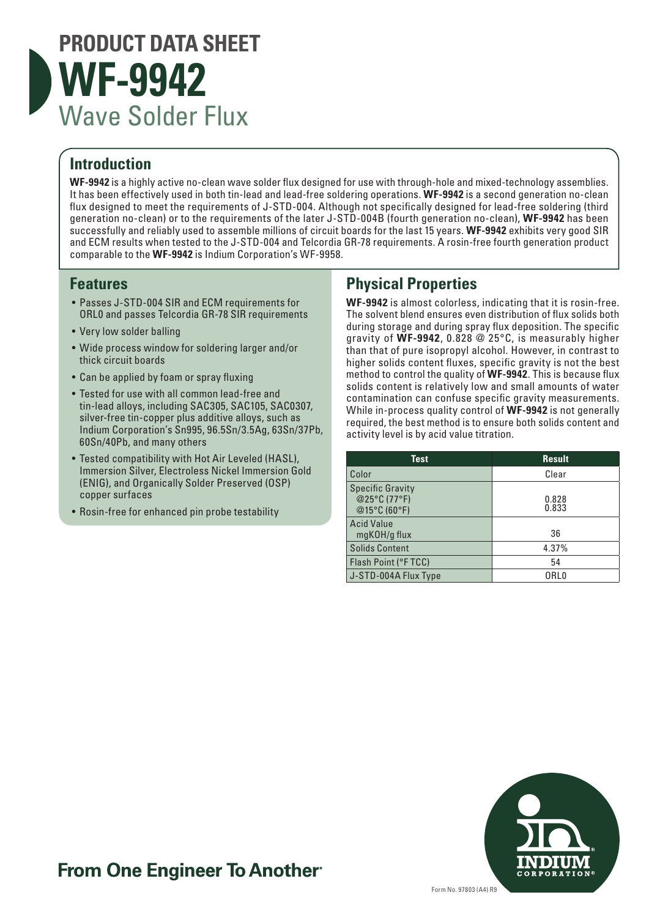# PRODUCT DATA SHEET

# WF-9942

## Wave Solder Flux

## Introduction

**WF-9942** is a highly active no-clean wave solder flux designed for use with through-hole and mixed-technology assemblies. It has been effectively used in both tin-lead and lead-free soldering operations. **WF-9942** is a second generation no-clean flux designed to meet the requirements of J-STD-004. Although not specifically designed for lead-free flux soldering (third generation no-clean) or to the requirements of the later J-STD-004B (fourth generation no-clean), **WF-9942** has been successfully and reliably used to assemble millions of circuit boards for the last 15 years. **WF-9942** exhibits very good SIR and ECM results when tested to the J-STD-004 and Telcordia GR-78 requirements. A rosin-free fourth generation product comparable to the **WF-9942** is Indium Corporation's WF-9958.

## Features

- Passes J-STD-004 SIR and ECM requirements for ORL0 and passes Telcordia GR-78 SIR requirements
- Very low solder balling
- Wide process window for soldering larger and/or thick circuit boards
- Can be applied by foam or spray fluxing
- Tested for use with all common lead-free and tin-lead alloys, including SAC305, SAC105, SAC0307, silver-free tin-copper plus additive alloys, such as Indium Corporation's Sn995, 96.5Sn/3.5Ag, 63Sn/37Pb, 60Sn/40Pb, and many others
- Tested compatibility with Hot Air Leveled (HASL), Immersion Silver, Electroless Nickel Immersion Gold (ENIG), and Organically Solder Preserved (OSP) copper surfaces
- Rosin-free for enhanced pin probe testability

## Physical Properties

**WF-9942** is almost colorless, indicating that it is rosin-free. The solvent blend ensures even distribution of flux solids both during storage and during spray flux deposition. The specific gravity of **WF-9942**, 0.828 @ 25°C, is measurably higher than that of pure isopropyl alcohol. However, in contrast to higher solids content fluxes, specific gravity is not the best method to control the quality of **WF-9942**. This is because flux solids content is relatively low and small amounts of water contamination can confuse specific gravity measurements. While in-process quality control of **WF-9942** is not generally required, the best method is to ensure both solids content and activity level is by acid value titration.

| Test | Result |
|---|---|
| Color | Clear |
| Specific Gravity<br>@25°C (77°F)<br>@15°C (60°F) | <br>0.828<br>0.833 |
| Acid Value<br>mgKOH/g flux | 36 |
| Solids Content | 4.37% |
| Flash Point (°F TCC) | 54 |
| J-STD-004A Flux Type | ORL0 |

**From One Engineer To Another®**

Form No. 97803 (A4) R9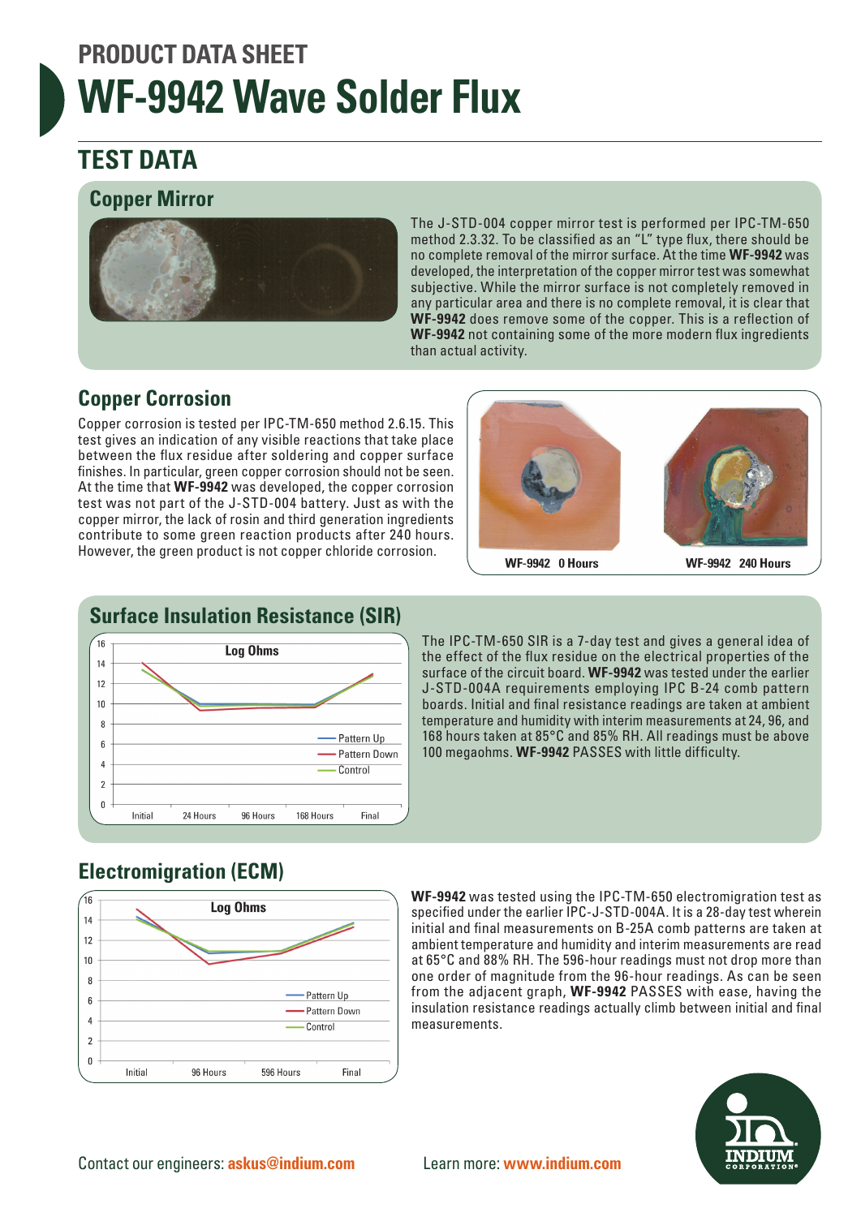PRODUCT DATA SHEET

# WF-9942 Wave Solder Flux

## TEST DATA

### Copper Mirror

The J-STD-004 copper mirror test is performed per IPC-TM-650 method 2.3.32. To be classified as an "L" type flux, there should be no complete removal of the mirror surface. At the time **WF-9942** was developed, the interpretation of the copper mirror test was somewhat subjective. While the mirror surface is not completely removed in any particular area and there is no complete removal, it is clear that **WF-9942** does remove some of the copper. This is a reflection of **WF-9942** not containing some of the more modern flux ingredients than actual activity.

### Copper Corrosion

Copper corrosion is tested per IPC-TM-650 method 2.6.15. This test gives an indication of any visible reactions that take place between the flux residue after soldering and copper surface finishes. In particular, green copper corrosion should not be seen. At the time that **WF-9942** was developed, the copper corrosion test was not part of the J-STD-004 battery. Just as with the copper mirror, the lack of rosin and third generation ingredients contribute to some green reaction products after 240 hours. However, the green product is not copper chloride corrosion.

WF-9942 0 Hours

WF-9942 240 Hours

### Surface Insulation Resistance (SIR)

The IPC-TM-650 SIR is a 7-day test and gives a general idea of the effect of the flux residue on the electrical properties of the surface of the circuit board. **WF-9942** was tested under the earlier J-STD-004A requirements employing IPC B-24 comb pattern boards. Initial and final resistance readings are taken at ambient temperature and humidity with interim measurements at 24, 96, and 168 hours taken at 85°C and 85% RH. All readings must be above 100 megaohms. **WF-9942** PASSES with little difficulty.

### Electromigration (ECM)

**WF-9942** was tested using the IPC-TM-650 electromigration test as specified under the earlier IPC-J-STD-004A. It is a 28-day test wherein initial and final measurements on B-25A comb patterns are taken at ambient temperature and humidity and interim measurements are read at 65°C and 88% RH. The 596-hour readings must not drop more than one order of magnitude from the 96-hour readings. As can be seen from the adjacent graph, **WF-9942** PASSES with ease, having the insulation resistance readings actually climb between initial and final measurements.

Contact our engineers: **askus@indium.com**

Learn more: **www.indium.com**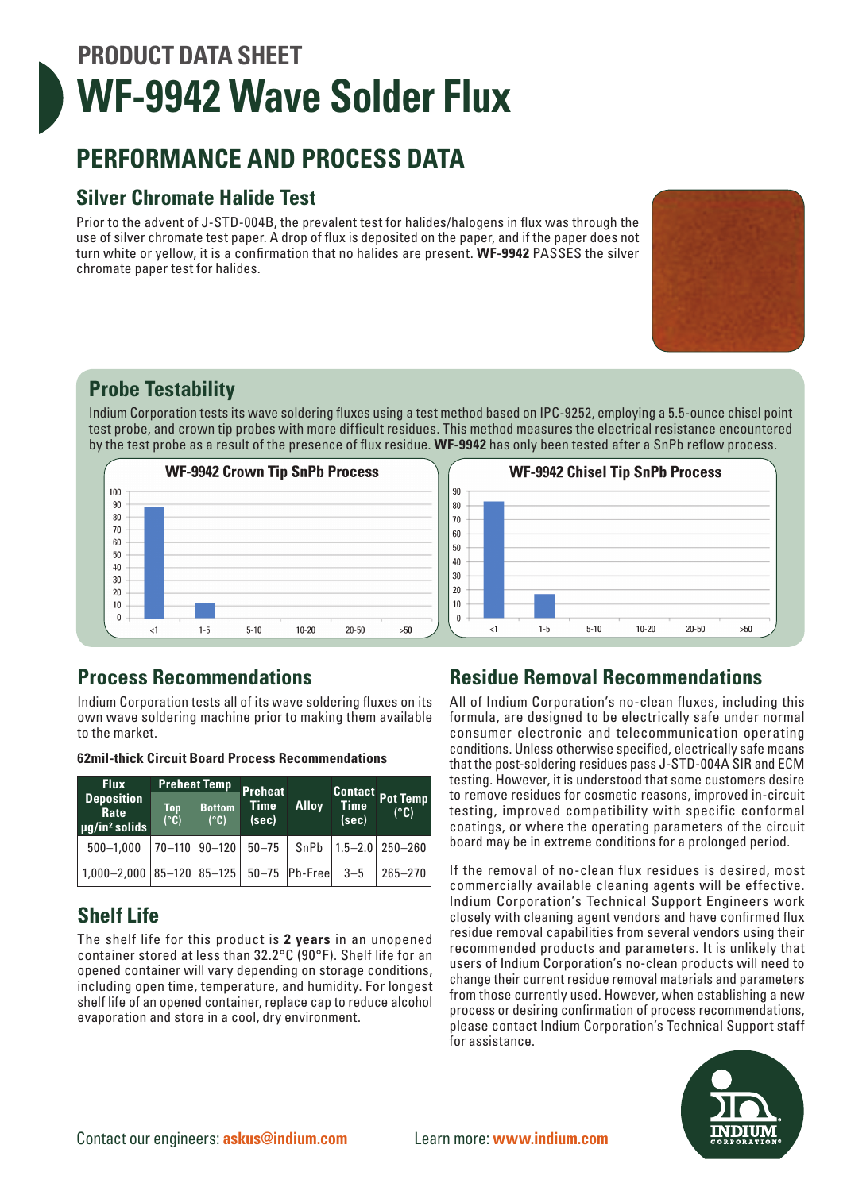# PRODUCT DATA SHEET

# WF-9942 Wave Solder Flux

## PERFORMANCE AND PROCESS DATA

### Silver Chromate Halide Test

Prior to the advent of J-STD-004B, the prevalent test for halides/halogens in flux was through the use of silver chromate test paper. A drop of flux is deposited on the paper, and if the paper does not turn white or yellow, it is a confirmation that no halides are present. **WF-9942** PASSES the silver chromate paper test for halides.

### Probe Testability

Indium Corporation tests its wave soldering fluxes using a test method based on IPC-9252, employing a 5.5-ounce chisel point test probe, and crown tip probes with more difficult residues. This method measures the electrical resistance encountered by the test probe as a result of the presence of flux residue. **WF-9942** has only been tested after a SnPb reflow process.

**WF-9942 Crown Tip SnPb Process**

**WF-9942 Chisel Tip SnPb Process**

### Process Recommendations

Indium Corporation tests all of its wave soldering fluxes on its own wave soldering machine prior to making them available to the market.

**62mil-thick Circuit Board Process Recommendations**

| Flux Deposition Rate µg/in² solids | Preheat Temp | | Preheat Time (sec) | Alloy | Contact Time (sec) | Pot Temp (°C) |
|---|---|---|---|---|---|---|
| | Top (°C) | Bottom (°C) | | | | |
| 500–1,000 | 70–110 | 90–120 | 50–75 | SnPb | 1.5–2.0 | 250–260 |
| 1,000–2,000 | 85–120 | 85–125 | 50–75 | Pb-Free | 3–5 | 265–270 |

### Shelf Life

The shelf life for this product is **2 years** in an unopened container stored at less than 32.2°C (90°F). Shelf life for an opened container will vary depending on storage conditions, including open time, temperature, and humidity. For longest shelf life of an opened container, replace cap to reduce alcohol evaporation and store in a cool, dry environment.

### Residue Removal Recommendations

All of Indium Corporation's no-clean fluxes, including this formula, are designed to be electrically safe under normal consumer electronic and telecommunication operating conditions. Unless otherwise specified, electrically safe means that the post-soldering residues pass J-STD-004A SIR and ECM testing. However, it is understood that some customers desire to remove residues for cosmetic reasons, improved in-circuit testing, improved compatibility with specific conformal coatings, or where the operating parameters of the circuit board may be in extreme conditions for a prolonged period.

If the removal of no-clean flux residues is desired, most commercially available cleaning agents will be effective. Indium Corporation's Technical Support Engineers work closely with cleaning agent vendors and have confirmed flux residue removal capabilities from several vendors using their recommended products and parameters. It is unlikely that users of Indium Corporation's no-clean products will need to change their current residue removal materials and parameters from those currently used. However, when establishing a new process or desiring confirmation of process recommendations, please contact Indium Corporation's Technical Support staff for assistance.

Contact our engineers: **askus@indium.com**

Learn more: **www.indium.com**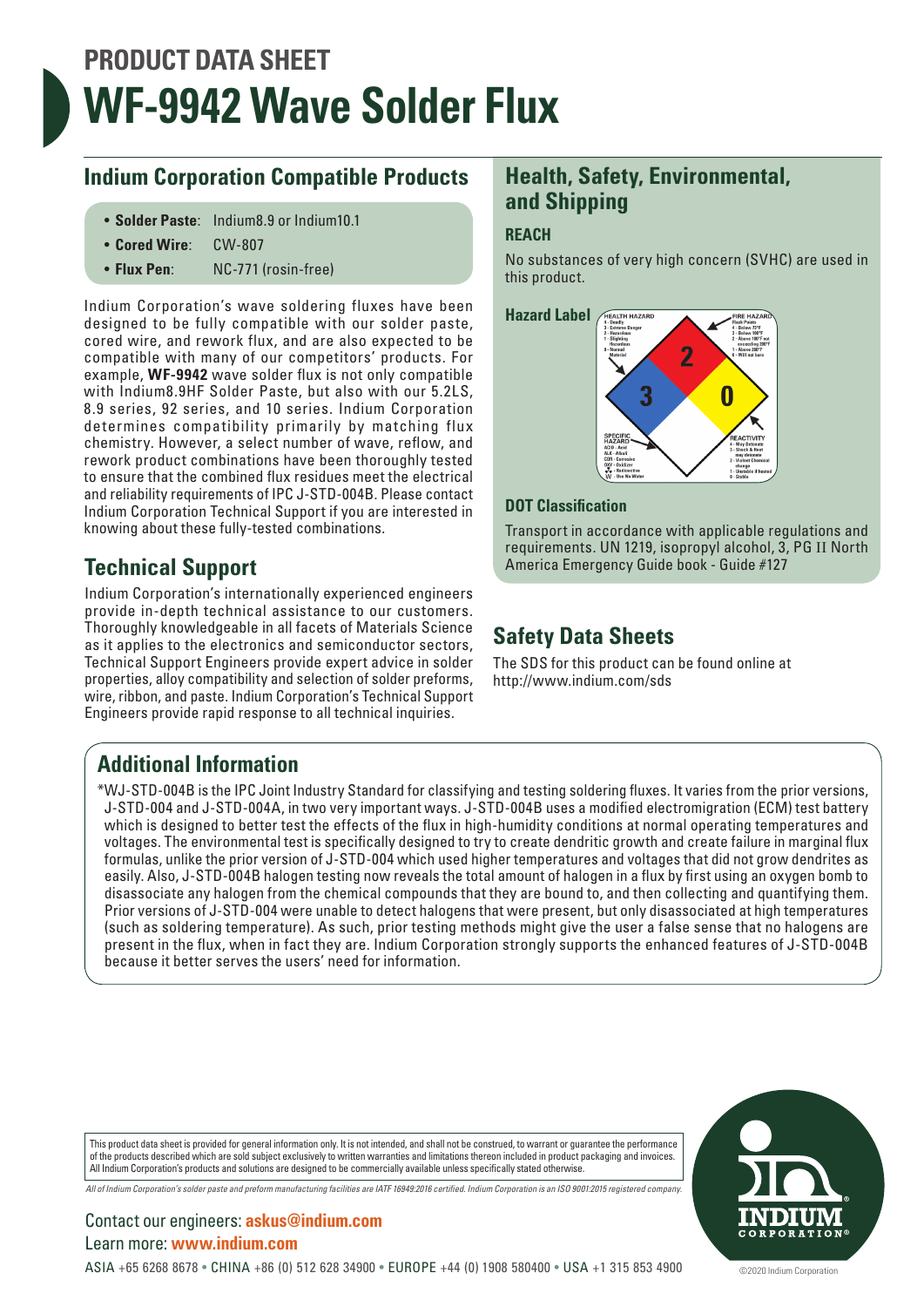# PRODUCT DATA SHEET

# WF-9942 Wave Solder Flux

## Indium Corporation Compatible Products

- **Solder Paste**: Indium8.9 or Indium10.1
- **Cored Wire**: CW-807
- **Flux Pen**: NC-771 (rosin-free)

Indium Corporation's wave soldering fluxes have been designed to be fully compatible with our solder paste, cored wire, and rework flux, and are also expected to be compatible with many of our competitors' products. For example, **WF-9942** wave solder flux is not only compatible with Indium8.9HF Solder Paste, but also with our 5.2LS, 8.9 series, 92 series, and 10 series. Indium Corporation determines compatibility primarily by matching flux chemistry. However, a select number of wave, reflow, and rework product combinations have been thoroughly tested to ensure that the combined flux residues meet the electrical and reliability requirements of IPC J-STD-004B. Please contact Indium Corporation Technical Support if you are interested in knowing about these fully-tested combinations.

## Technical Support

Indium Corporation's internationally experienced engineers provide in-depth technical assistance to our customers. Thoroughly knowledgeable in all facets of Materials Science as it applies to the electronics and semiconductor sectors, Technical Support Engineers provide expert advice in solder properties, alloy compatibility and selection of solder preforms, wire, ribbon, and paste. Indium Corporation's Technical Support Engineers provide rapid response to all technical inquiries.

## Health, Safety, Environmental, and Shipping

### REACH

No substances of very high concern (SVHC) are used in this product.

### Hazard Label

HEALTH HAZARD
4 - Deadly
3 - Extreme Danger
2 - Hazardous
1 - Slightly Hazardous
0 - Normal Material

FIRE HAZARD
Flash Points
4 - Below 73°F
3 - Below 100°F
2 - Above 100°F not exceeding 200°F
1 - Above 200°F
0 - Will not burn

2
3
0

SPECIFIC HAZARD
ACID - Acid
ALK - Alkali
COR - Corrosive
OXY - Oxidizer
- Radioactive
W - Use No Water

REACTIVITY
4 - May Detonate
3 - Shock & Heat may detonate
2 - Violent Chemical change
1 - Unstable if heated
0 - Stable

### DOT Classification

Transport in accordance with applicable regulations and requirements. UN 1219, isopropyl alcohol, 3, PG II North America Emergency Guide book - Guide #127

## Safety Data Sheets

The SDS for this product can be found online at http://www.indium.com/sds

## Additional Information

*WJ-STD-004B is the IPC Joint Industry Standard for classifying and testing soldering fluxes. It varies from the prior versions, J-STD-004 and J-STD-004A, in two very important ways. J-STD-004B uses a modified electromigration (ECM) test battery which is designed to better test the effects of the flux in high-humidity conditions at normal operating temperatures and voltages. The environmental test is specifically designed to try to create dendritic growth and create failure in marginal flux formulas, unlike the prior version of J-STD-004 which used higher temperatures and voltages that did not grow dendrites as easily. Also, J-STD-004B halogen testing now reveals the total amount of halogen in a flux by first using an oxygen bomb to disassociate any halogen from the chemical compounds that they are bound to, and then collecting and quantifying them. Prior versions of J-STD-004 were unable to detect halogens that were present, but only disassociated at high temperatures (such as soldering temperature). As such, prior testing methods might give the user a false sense that no halogens are present in the flux, when in fact they are. Indium Corporation strongly supports the enhanced features of J-STD-004B because it better serves the users' need for information.

This product data sheet is provided for general information only. It is not intended, and shall not be construed, to warrant or guarantee the performance of the products described which are sold subject exclusively to written warranties and limitations thereon included in product packaging and invoices. All Indium Corporation's products and solutions are designed to be commercially available unless specifically stated otherwise.

*All of Indium Corporation's solder paste and preform manufacturing facilities are IATF 16949:2016 certified. Indium Corporation is an ISO 9001:2015 registered company.*

Contact our engineers: **askus@indium.com**
Learn more: **www.indium.com**

ASIA +65 6268 8678 • CHINA +86 (0) 512 628 34900 • EUROPE +44 (0) 1908 580400 • USA +1 315 853 4900

INDIUM CORPORATION®

©2020 Indium Corporation